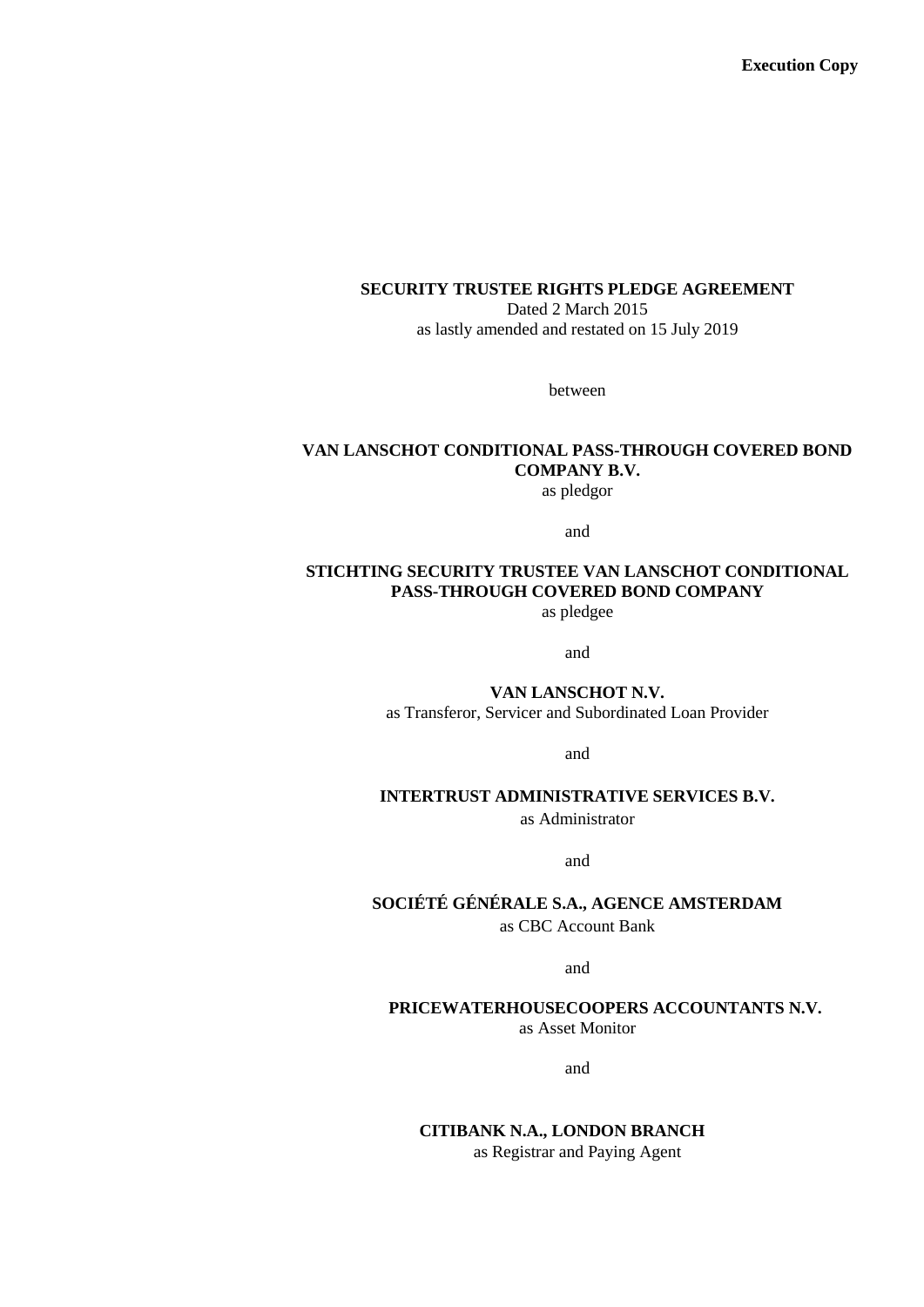**Execution Copy**

**SECURITY TRUSTEE RIGHTS PLEDGE AGREEMENT**

Dated 2 March 2015

as lastly amended and restated on 15 July 2019

between

**VAN LANSCHOT CONDITIONAL PASS-THROUGH COVERED BOND COMPANY B.V.**

as pledgor

and

**STICHTING SECURITY TRUSTEE VAN LANSCHOT CONDITIONAL PASS-THROUGH COVERED BOND COMPANY**

as pledgee

and

**VAN LANSCHOT N.V.**

as Transferor, Servicer and Subordinated Loan Provider

and

**INTERTRUST ADMINISTRATIVE SERVICES B.V.**

as Administrator

and

**SOCIÉTÉ GÉNÉRALE S.A., AGENCE AMSTERDAM**

as CBC Account Bank

and

**PRICEWATERHOUSECOOPERS ACCOUNTANTS N.V.**

as Asset Monitor

and

**CITIBANK N.A., LONDON BRANCH**

as Registrar and Paying Agent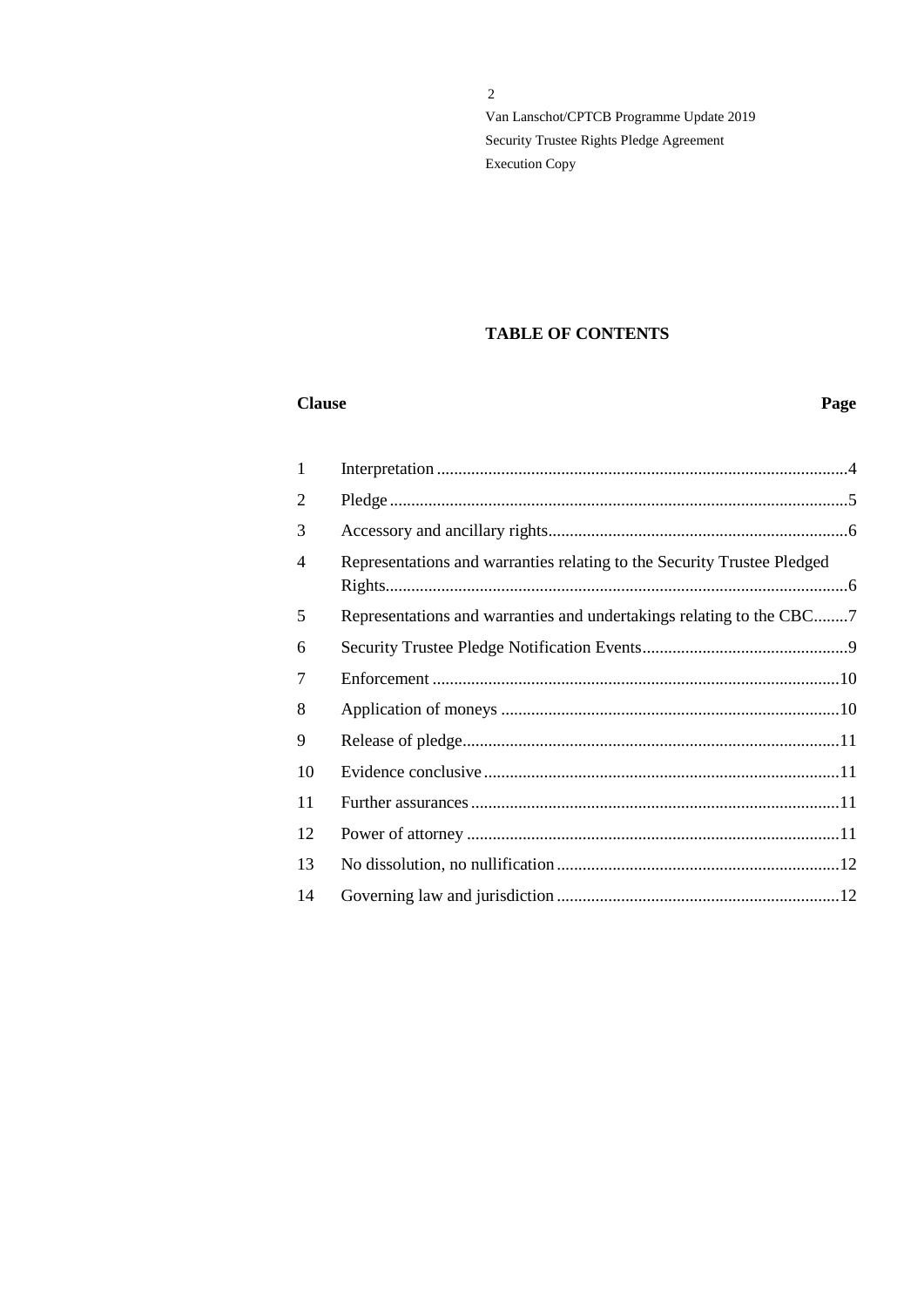## TABLE OF CONTENTS

| Clause | | Page |
|---|---|---|
| 1 | Interpretation | 4 |
| 2 | Pledge | 5 |
| 3 | Accessory and ancillary rights | 6 |
| 4 | Representations and warranties relating to the Security Trustee Pledged Rights | 6 |
| 5 | Representations and warranties and undertakings relating to the CBC | 7 |
| 6 | Security Trustee Pledge Notification Events | 9 |
| 7 | Enforcement | 10 |
| 8 | Application of moneys | 10 |
| 9 | Release of pledge | 11 |
| 10 | Evidence conclusive | 11 |
| 11 | Further assurances | 11 |
| 12 | Power of attorney | 11 |
| 13 | No dissolution, no nullification | 12 |
| 14 | Governing law and jurisdiction | 12 |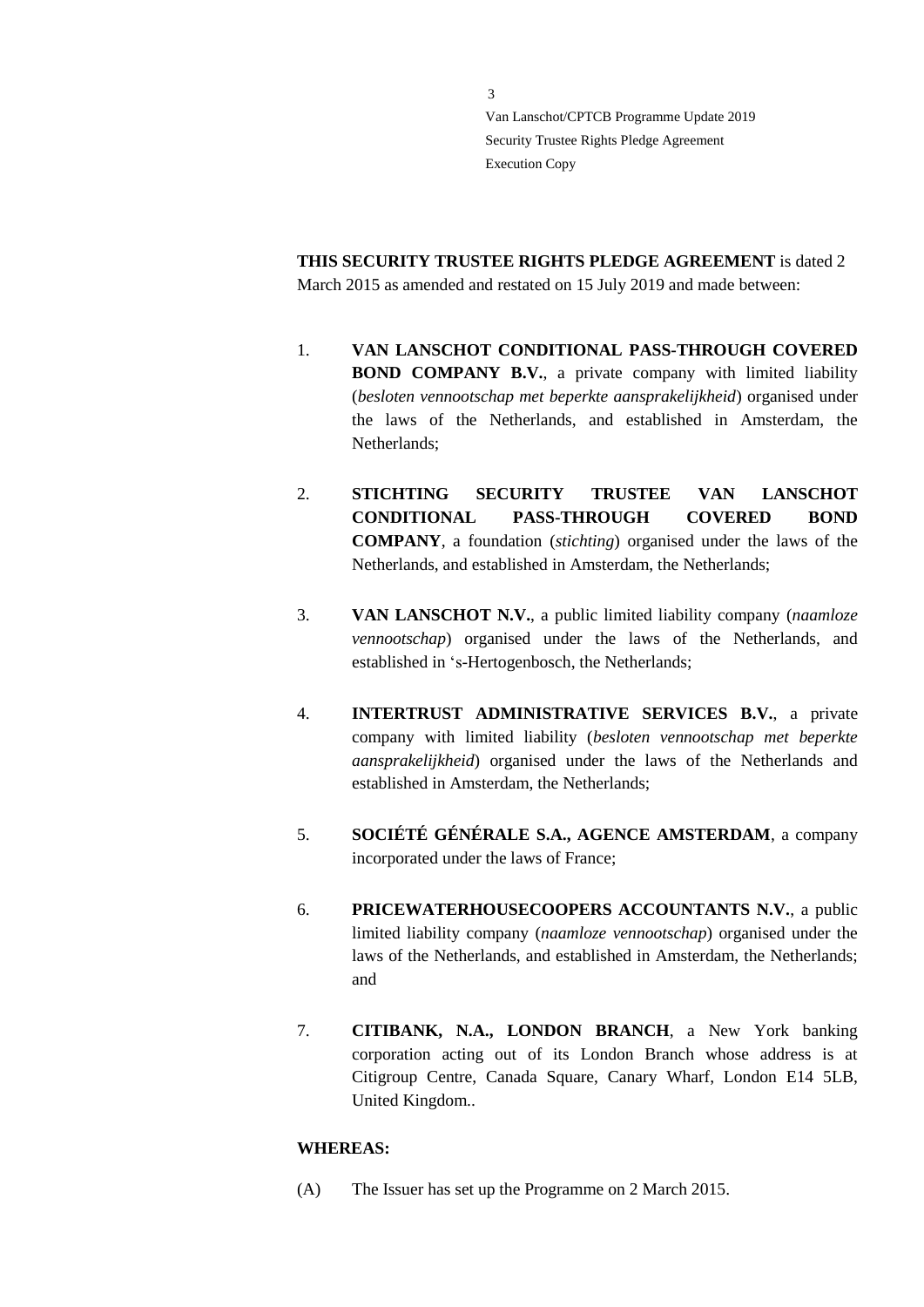**THIS SECURITY TRUSTEE RIGHTS PLEDGE AGREEMENT** is dated 2 March 2015 as amended and restated on 15 July 2019 and made between:

1. **VAN LANSCHOT CONDITIONAL PASS-THROUGH COVERED BOND COMPANY B.V.**, a private company with limited liability (*besloten vennootschap met beperkte aansprakelijkheid*) organised under the laws of the Netherlands, and established in Amsterdam, the Netherlands;

2. **STICHTING SECURITY TRUSTEE VAN LANSCHOT CONDITIONAL PASS-THROUGH COVERED BOND COMPANY**, a foundation (*stichting*) organised under the laws of the Netherlands, and established in Amsterdam, the Netherlands;

3. **VAN LANSCHOT N.V.**, a public limited liability company (*naamloze vennootschap*) organised under the laws of the Netherlands, and established in 's-Hertogenbosch, the Netherlands;

4. **INTERTRUST ADMINISTRATIVE SERVICES B.V.**, a private company with limited liability (*besloten vennootschap met beperkte aansprakelijkheid*) organised under the laws of the Netherlands and established in Amsterdam, the Netherlands;

5. **SOCIÉTÉ GÉNÉRALE S.A., AGENCE AMSTERDAM**, a company incorporated under the laws of France;

6. **PRICEWATERHOUSECOOPERS ACCOUNTANTS N.V.**, a public limited liability company (*naamloze vennootschap*) organised under the laws of the Netherlands, and established in Amsterdam, the Netherlands; and

7. **CITIBANK, N.A., LONDON BRANCH**, a New York banking corporation acting out of its London Branch whose address is at Citigroup Centre, Canada Square, Canary Wharf, London E14 5LB, United Kingdom..

**WHEREAS:**

(A) The Issuer has set up the Programme on 2 March 2015.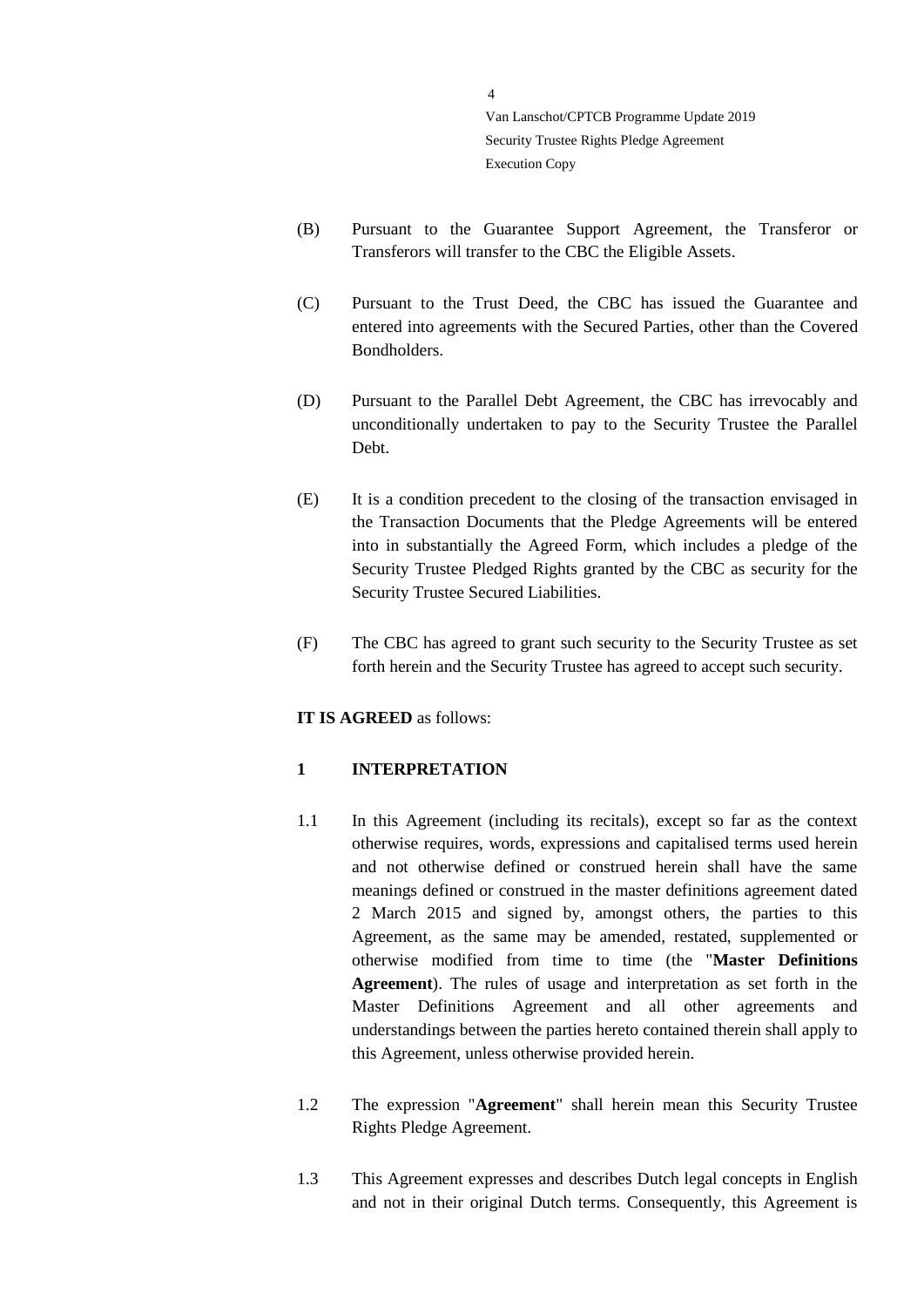(B) Pursuant to the Guarantee Support Agreement, the Transferor or Transferors will transfer to the CBC the Eligible Assets.

(C) Pursuant to the Trust Deed, the CBC has issued the Guarantee and entered into agreements with the Secured Parties, other than the Covered Bondholders.

(D) Pursuant to the Parallel Debt Agreement, the CBC has irrevocably and unconditionally undertaken to pay to the Security Trustee the Parallel Debt.

(E) It is a condition precedent to the closing of the transaction envisaged in the Transaction Documents that the Pledge Agreements will be entered into in substantially the Agreed Form, which includes a pledge of the Security Trustee Pledged Rights granted by the CBC as security for the Security Trustee Secured Liabilities.

(F) The CBC has agreed to grant such security to the Security Trustee as set forth herein and the Security Trustee has agreed to accept such security.

**IT IS AGREED** as follows:

## 1 INTERPRETATION

1.1 In this Agreement (including its recitals), except so far as the context otherwise requires, words, expressions and capitalised terms used herein and not otherwise defined or construed herein shall have the same meanings defined or construed in the master definitions agreement dated 2 March 2015 and signed by, amongst others, the parties to this Agreement, as the same may be amended, restated, supplemented or otherwise modified from time to time (the "**Master Definitions Agreement**). The rules of usage and interpretation as set forth in the Master Definitions Agreement and all other agreements and understandings between the parties hereto contained therein shall apply to this Agreement, unless otherwise provided herein.

1.2 The expression "**Agreement**" shall herein mean this Security Trustee Rights Pledge Agreement.

1.3 This Agreement expresses and describes Dutch legal concepts in English and not in their original Dutch terms. Consequently, this Agreement is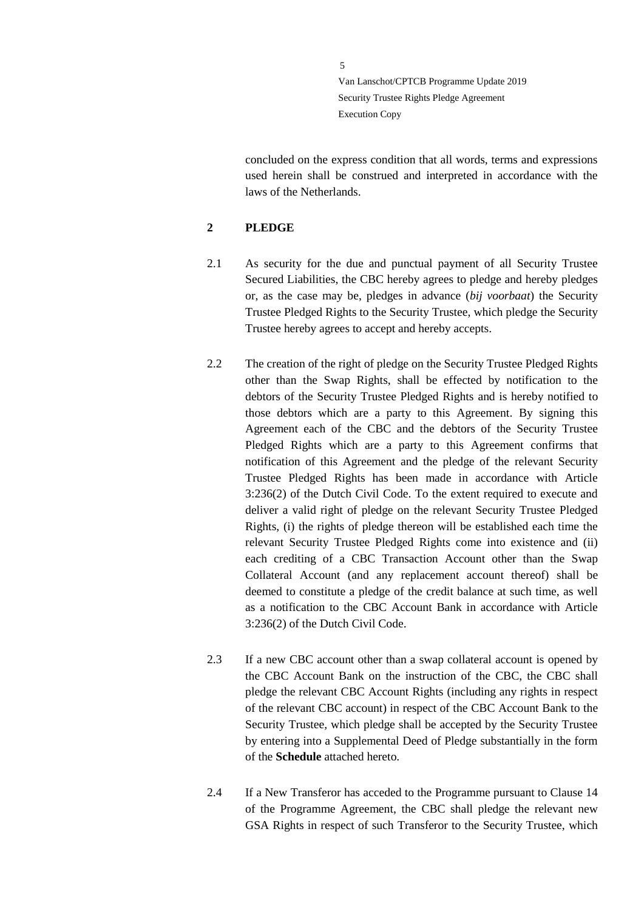concluded on the express condition that all words, terms and expressions used herein shall be construed and interpreted in accordance with the laws of the Netherlands.

## 2 PLEDGE

2.1 As security for the due and punctual payment of all Security Trustee Secured Liabilities, the CBC hereby agrees to pledge and hereby pledges or, as the case may be, pledges in advance (*bij voorbaat*) the Security Trustee Pledged Rights to the Security Trustee, which pledge the Security Trustee hereby agrees to accept and hereby accepts.

2.2 The creation of the right of pledge on the Security Trustee Pledged Rights other than the Swap Rights, shall be effected by notification to the debtors of the Security Trustee Pledged Rights and is hereby notified to those debtors which are a party to this Agreement. By signing this Agreement each of the CBC and the debtors of the Security Trustee Pledged Rights which are a party to this Agreement confirms that notification of this Agreement and the pledge of the relevant Security Trustee Pledged Rights has been made in accordance with Article 3:236(2) of the Dutch Civil Code. To the extent required to execute and deliver a valid right of pledge on the relevant Security Trustee Pledged Rights, (i) the rights of pledge thereon will be established each time the relevant Security Trustee Pledged Rights come into existence and (ii) each crediting of a CBC Transaction Account other than the Swap Collateral Account (and any replacement account thereof) shall be deemed to constitute a pledge of the credit balance at such time, as well as a notification to the CBC Account Bank in accordance with Article 3:236(2) of the Dutch Civil Code.

2.3 If a new CBC account other than a swap collateral account is opened by the CBC Account Bank on the instruction of the CBC, the CBC shall pledge the relevant CBC Account Rights (including any rights in respect of the relevant CBC account) in respect of the CBC Account Bank to the Security Trustee, which pledge shall be accepted by the Security Trustee by entering into a Supplemental Deed of Pledge substantially in the form of the **Schedule** attached hereto.

2.4 If a New Transferor has acceded to the Programme pursuant to Clause 14 of the Programme Agreement, the CBC shall pledge the relevant new GSA Rights in respect of such Transferor to the Security Trustee, which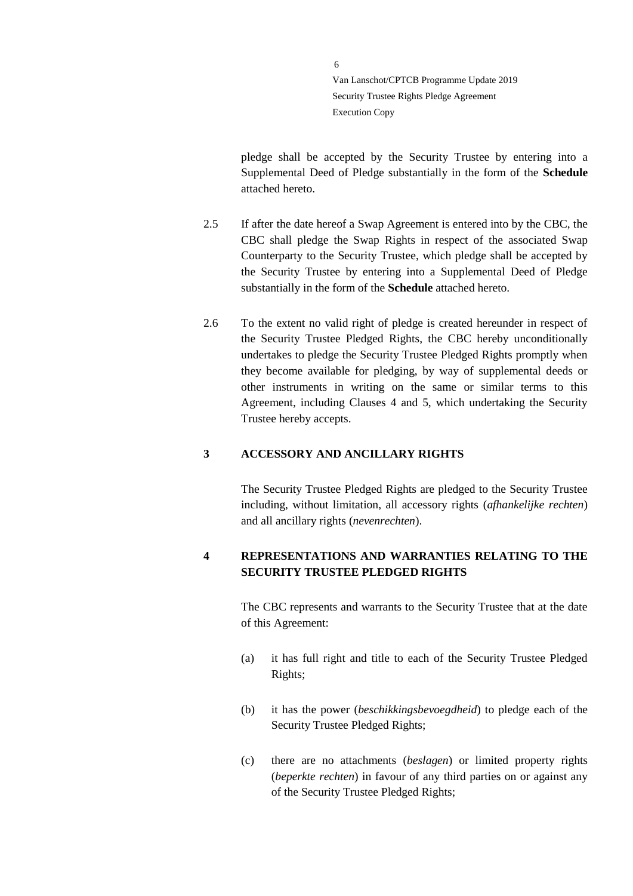pledge shall be accepted by the Security Trustee by entering into a Supplemental Deed of Pledge substantially in the form of the **Schedule** attached hereto.

2.5 If after the date hereof a Swap Agreement is entered into by the CBC, the CBC shall pledge the Swap Rights in respect of the associated Swap Counterparty to the Security Trustee, which pledge shall be accepted by the Security Trustee by entering into a Supplemental Deed of Pledge substantially in the form of the **Schedule** attached hereto.

2.6 To the extent no valid right of pledge is created hereunder in respect of the Security Trustee Pledged Rights, the CBC hereby unconditionally undertakes to pledge the Security Trustee Pledged Rights promptly when they become available for pledging, by way of supplemental deeds or other instruments in writing on the same or similar terms to this Agreement, including Clauses 4 and 5, which undertaking the Security Trustee hereby accepts.

## 3 ACCESSORY AND ANCILLARY RIGHTS

The Security Trustee Pledged Rights are pledged to the Security Trustee including, without limitation, all accessory rights (*afhankelijke rechten*) and all ancillary rights (*nevenrechten*).

## 4 REPRESENTATIONS AND WARRANTIES RELATING TO THE SECURITY TRUSTEE PLEDGED RIGHTS

The CBC represents and warrants to the Security Trustee that at the date of this Agreement:

(a) it has full right and title to each of the Security Trustee Pledged Rights;

(b) it has the power (*beschikkingsbevoegdheid*) to pledge each of the Security Trustee Pledged Rights;

(c) there are no attachments (*beslagen*) or limited property rights (*beperkte rechten*) in favour of any third parties on or against any of the Security Trustee Pledged Rights;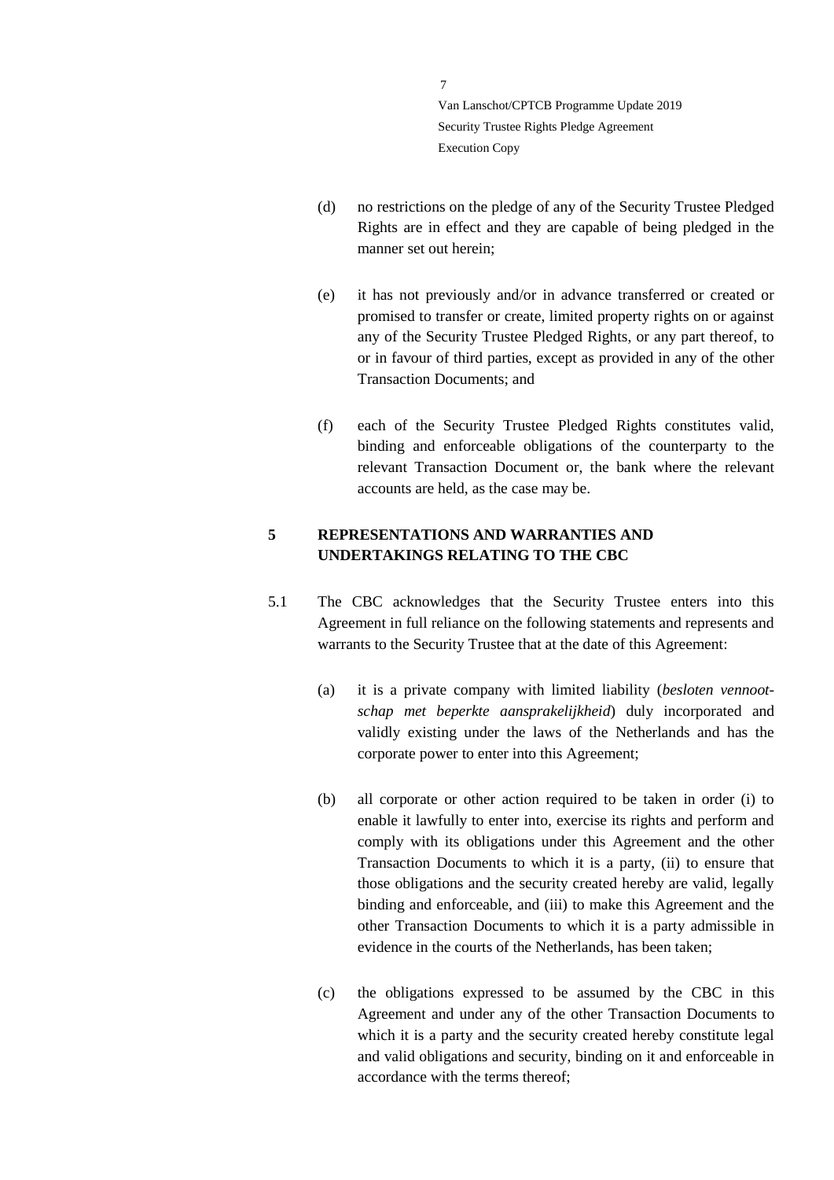(d) no restrictions on the pledge of any of the Security Trustee Pledged Rights are in effect and they are capable of being pledged in the manner set out herein;

(e) it has not previously and/or in advance transferred or created or promised to transfer or create, limited property rights on or against any of the Security Trustee Pledged Rights, or any part thereof, to or in favour of third parties, except as provided in any of the other Transaction Documents; and

(f) each of the Security Trustee Pledged Rights constitutes valid, binding and enforceable obligations of the counterparty to the relevant Transaction Document or, the bank where the relevant accounts are held, as the case may be.

## 5 REPRESENTATIONS AND WARRANTIES AND UNDERTAKINGS RELATING TO THE CBC

5.1 The CBC acknowledges that the Security Trustee enters into this Agreement in full reliance on the following statements and represents and warrants to the Security Trustee that at the date of this Agreement:

(a) it is a private company with limited liability (*besloten vennootschap met beperkte aansprakelijkheid*) duly incorporated and validly existing under the laws of the Netherlands and has the corporate power to enter into this Agreement;

(b) all corporate or other action required to be taken in order (i) to enable it lawfully to enter into, exercise its rights and perform and comply with its obligations under this Agreement and the other Transaction Documents to which it is a party, (ii) to ensure that those obligations and the security created hereby are valid, legally binding and enforceable, and (iii) to make this Agreement and the other Transaction Documents to which it is a party admissible in evidence in the courts of the Netherlands, has been taken;

(c) the obligations expressed to be assumed by the CBC in this Agreement and under any of the other Transaction Documents to which it is a party and the security created hereby constitute legal and valid obligations and security, binding on it and enforceable in accordance with the terms thereof;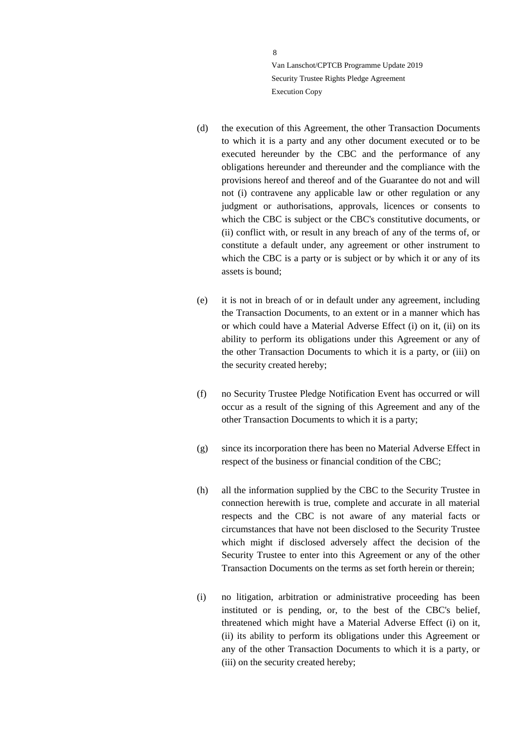(d) the execution of this Agreement, the other Transaction Documents to which it is a party and any other document executed or to be executed hereunder by the CBC and the performance of any obligations hereunder and thereunder and the compliance with the provisions hereof and thereof and of the Guarantee do not and will not (i) contravene any applicable law or other regulation or any judgment or authorisations, approvals, licences or consents to which the CBC is subject or the CBC's constitutive documents, or (ii) conflict with, or result in any breach of any of the terms of, or constitute a default under, any agreement or other instrument to which the CBC is a party or is subject or by which it or any of its assets is bound;

(e) it is not in breach of or in default under any agreement, including the Transaction Documents, to an extent or in a manner which has or which could have a Material Adverse Effect (i) on it, (ii) on its ability to perform its obligations under this Agreement or any of the other Transaction Documents to which it is a party, or (iii) on the security created hereby;

(f) no Security Trustee Pledge Notification Event has occurred or will occur as a result of the signing of this Agreement and any of the other Transaction Documents to which it is a party;

(g) since its incorporation there has been no Material Adverse Effect in respect of the business or financial condition of the CBC;

(h) all the information supplied by the CBC to the Security Trustee in connection herewith is true, complete and accurate in all material respects and the CBC is not aware of any material facts or circumstances that have not been disclosed to the Security Trustee which might if disclosed adversely affect the decision of the Security Trustee to enter into this Agreement or any of the other Transaction Documents on the terms as set forth herein or therein;

(i) no litigation, arbitration or administrative proceeding has been instituted or is pending, or, to the best of the CBC's belief, threatened which might have a Material Adverse Effect (i) on it, (ii) its ability to perform its obligations under this Agreement or any of the other Transaction Documents to which it is a party, or (iii) on the security created hereby;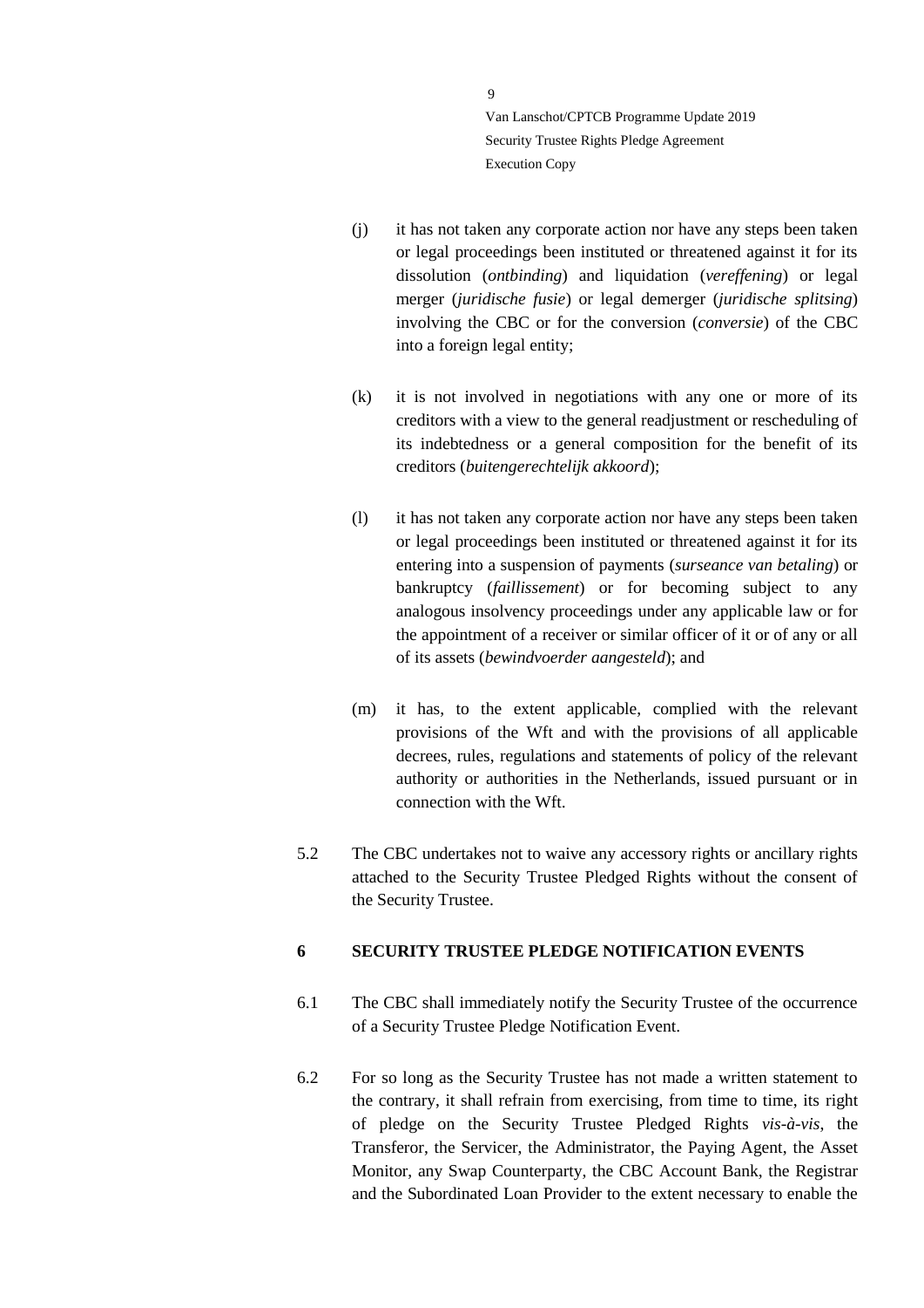(j) it has not taken any corporate action nor have any steps been taken or legal proceedings been instituted or threatened against it for its dissolution (*ontbinding*) and liquidation (*vereffening*) or legal merger (*juridische fusie*) or legal demerger (*juridische splitsing*) involving the CBC or for the conversion (*conversie*) of the CBC into a foreign legal entity;

(k) it is not involved in negotiations with any one or more of its creditors with a view to the general readjustment or rescheduling of its indebtedness or a general composition for the benefit of its creditors (*buitengerechtelijk akkoord*);

(l) it has not taken any corporate action nor have any steps been taken or legal proceedings been instituted or threatened against it for its entering into a suspension of payments (*surseance van betaling*) or bankruptcy (*faillissement*) or for becoming subject to any analogous insolvency proceedings under any applicable law or for the appointment of a receiver or similar officer of it or of any or all of its assets (*bewindvoerder aangesteld*); and

(m) it has, to the extent applicable, complied with the relevant provisions of the Wft and with the provisions of all applicable decrees, rules, regulations and statements of policy of the relevant authority or authorities in the Netherlands, issued pursuant or in connection with the Wft.

5.2 The CBC undertakes not to waive any accessory rights or ancillary rights attached to the Security Trustee Pledged Rights without the consent of the Security Trustee.

## 6 SECURITY TRUSTEE PLEDGE NOTIFICATION EVENTS

6.1 The CBC shall immediately notify the Security Trustee of the occurrence of a Security Trustee Pledge Notification Event.

6.2 For so long as the Security Trustee has not made a written statement to the contrary, it shall refrain from exercising, from time to time, its right of pledge on the Security Trustee Pledged Rights *vis-à-vis*, the Transferor, the Servicer, the Administrator, the Paying Agent, the Asset Monitor, any Swap Counterparty, the CBC Account Bank, the Registrar and the Subordinated Loan Provider to the extent necessary to enable the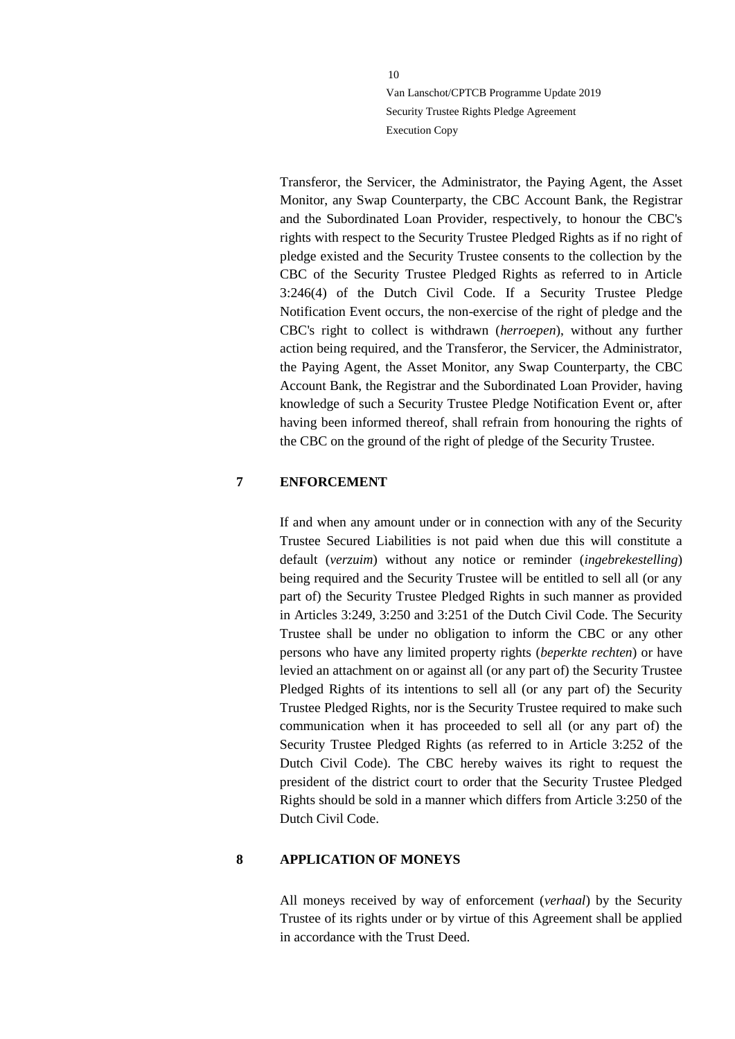Transferor, the Servicer, the Administrator, the Paying Agent, the Asset Monitor, any Swap Counterparty, the CBC Account Bank, the Registrar and the Subordinated Loan Provider, respectively, to honour the CBC's rights with respect to the Security Trustee Pledged Rights as if no right of pledge existed and the Security Trustee consents to the collection by the CBC of the Security Trustee Pledged Rights as referred to in Article 3:246(4) of the Dutch Civil Code. If a Security Trustee Pledge Notification Event occurs, the non-exercise of the right of pledge and the CBC's right to collect is withdrawn (*herroepen*), without any further action being required, and the Transferor, the Servicer, the Administrator, the Paying Agent, the Asset Monitor, any Swap Counterparty, the CBC Account Bank, the Registrar and the Subordinated Loan Provider, having knowledge of such a Security Trustee Pledge Notification Event or, after having been informed thereof, shall refrain from honouring the rights of the CBC on the ground of the right of pledge of the Security Trustee.

## 7 ENFORCEMENT

If and when any amount under or in connection with any of the Security Trustee Secured Liabilities is not paid when due this will constitute a default (*verzuim*) without any notice or reminder (*ingebrekestelling*) being required and the Security Trustee will be entitled to sell all (or any part of) the Security Trustee Pledged Rights in such manner as provided in Articles 3:249, 3:250 and 3:251 of the Dutch Civil Code. The Security Trustee shall be under no obligation to inform the CBC or any other persons who have any limited property rights (*beperkte rechten*) or have levied an attachment on or against all (or any part of) the Security Trustee Pledged Rights of its intentions to sell all (or any part of) the Security Trustee Pledged Rights, nor is the Security Trustee required to make such communication when it has proceeded to sell all (or any part of) the Security Trustee Pledged Rights (as referred to in Article 3:252 of the Dutch Civil Code). The CBC hereby waives its right to request the president of the district court to order that the Security Trustee Pledged Rights should be sold in a manner which differs from Article 3:250 of the Dutch Civil Code.

## 8 APPLICATION OF MONEYS

All moneys received by way of enforcement (*verhaal*) by the Security Trustee of its rights under or by virtue of this Agreement shall be applied in accordance with the Trust Deed.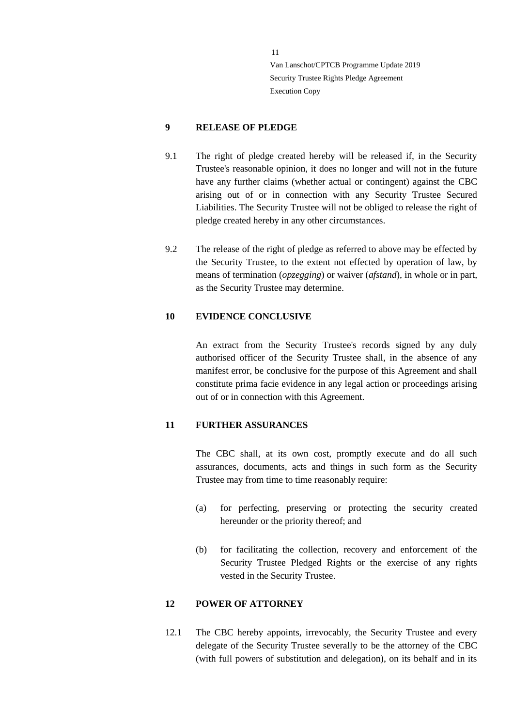## 9 RELEASE OF PLEDGE

9.1 The right of pledge created hereby will be released if, in the Security Trustee's reasonable opinion, it does no longer and will not in the future have any further claims (whether actual or contingent) against the CBC arising out of or in connection with any Security Trustee Secured Liabilities. The Security Trustee will not be obliged to release the right of pledge created hereby in any other circumstances.

9.2 The release of the right of pledge as referred to above may be effected by the Security Trustee, to the extent not effected by operation of law, by means of termination (*opzegging*) or waiver (*afstand*), in whole or in part, as the Security Trustee may determine.

## 10 EVIDENCE CONCLUSIVE

An extract from the Security Trustee's records signed by any duly authorised officer of the Security Trustee shall, in the absence of any manifest error, be conclusive for the purpose of this Agreement and shall constitute prima facie evidence in any legal action or proceedings arising out of or in connection with this Agreement.

## 11 FURTHER ASSURANCES

The CBC shall, at its own cost, promptly execute and do all such assurances, documents, acts and things in such form as the Security Trustee may from time to time reasonably require:

(a) for perfecting, preserving or protecting the security created hereunder or the priority thereof; and

(b) for facilitating the collection, recovery and enforcement of the Security Trustee Pledged Rights or the exercise of any rights vested in the Security Trustee.

## 12 POWER OF ATTORNEY

12.1 The CBC hereby appoints, irrevocably, the Security Trustee and every delegate of the Security Trustee severally to be the attorney of the CBC (with full powers of substitution and delegation), on its behalf and in its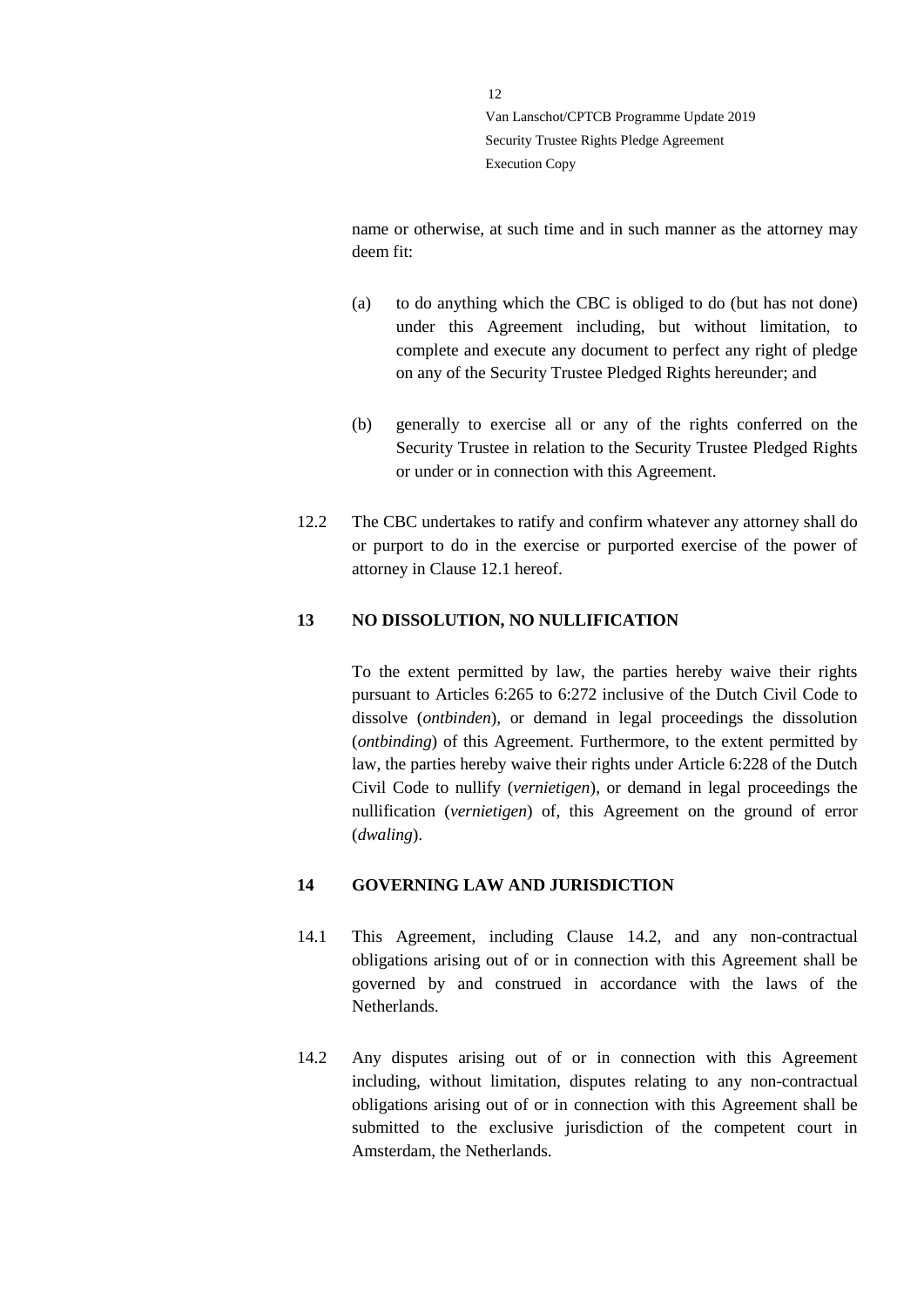name or otherwise, at such time and in such manner as the attorney may deem fit:

(a) to do anything which the CBC is obliged to do (but has not done) under this Agreement including, but without limitation, to complete and execute any document to perfect any right of pledge on any of the Security Trustee Pledged Rights hereunder; and

(b) generally to exercise all or any of the rights conferred on the Security Trustee in relation to the Security Trustee Pledged Rights or under or in connection with this Agreement.

12.2 The CBC undertakes to ratify and confirm whatever any attorney shall do or purport to do in the exercise or purported exercise of the power of attorney in Clause 12.1 hereof.

## 13 NO DISSOLUTION, NO NULLIFICATION

To the extent permitted by law, the parties hereby waive their rights pursuant to Articles 6:265 to 6:272 inclusive of the Dutch Civil Code to dissolve (*ontbinden*), or demand in legal proceedings the dissolution (*ontbinding*) of this Agreement. Furthermore, to the extent permitted by law, the parties hereby waive their rights under Article 6:228 of the Dutch Civil Code to nullify (*vernietigen*), or demand in legal proceedings the nullification (*vernietigen*) of, this Agreement on the ground of error (*dwaling*).

## 14 GOVERNING LAW AND JURISDICTION

14.1 This Agreement, including Clause 14.2, and any non-contractual obligations arising out of or in connection with this Agreement shall be governed by and construed in accordance with the laws of the Netherlands.

14.2 Any disputes arising out of or in connection with this Agreement including, without limitation, disputes relating to any non-contractual obligations arising out of or in connection with this Agreement shall be submitted to the exclusive jurisdiction of the competent court in Amsterdam, the Netherlands.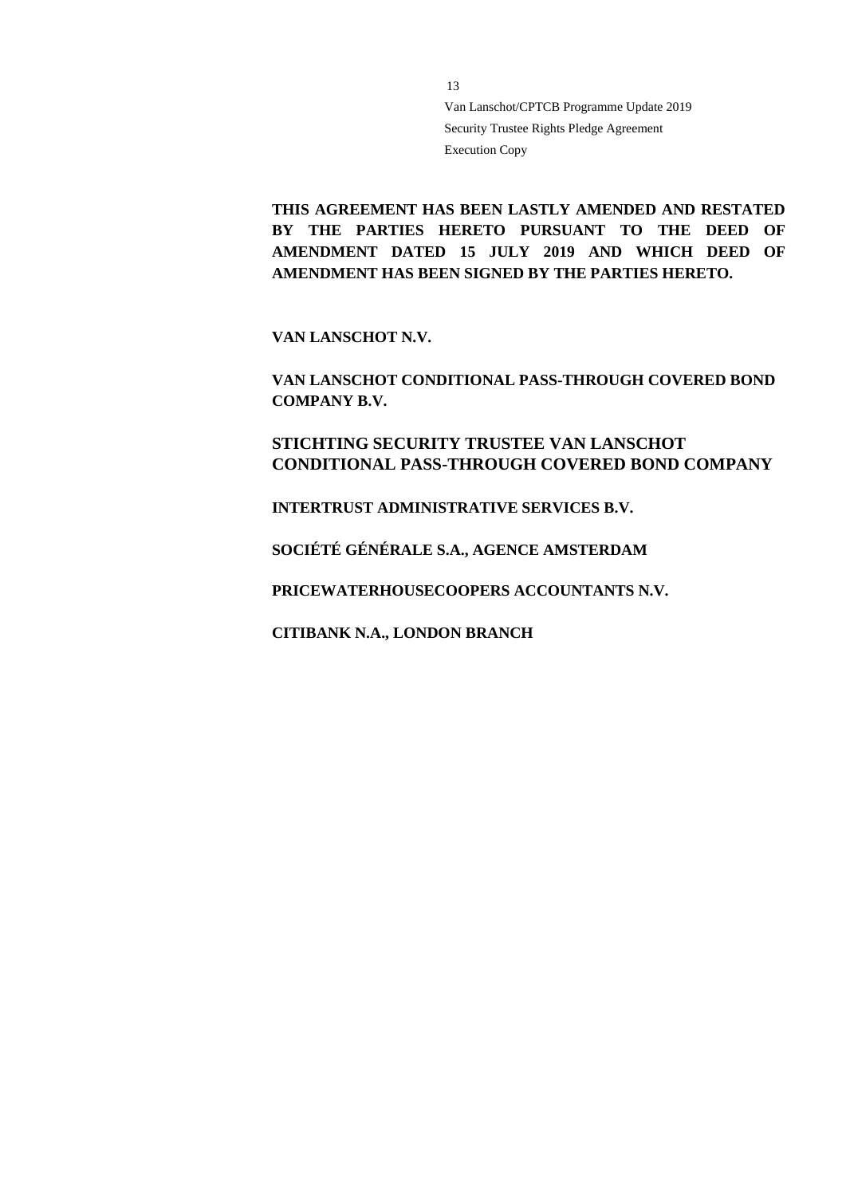**THIS AGREEMENT HAS BEEN LASTLY AMENDED AND RESTATED BY THE PARTIES HERETO PURSUANT TO THE DEED OF AMENDMENT DATED 15 JULY 2019 AND WHICH DEED OF AMENDMENT HAS BEEN SIGNED BY THE PARTIES HERETO.**

**VAN LANSCHOT N.V.**

**VAN LANSCHOT CONDITIONAL PASS-THROUGH COVERED BOND COMPANY B.V.**

**STICHTING SECURITY TRUSTEE VAN LANSCHOT CONDITIONAL PASS-THROUGH COVERED BOND COMPANY**

**INTERTRUST ADMINISTRATIVE SERVICES B.V.**

**SOCIÉTÉ GÉNÉRALE S.A., AGENCE AMSTERDAM**

**PRICEWATERHOUSECOOPERS ACCOUNTANTS N.V.**

**CITIBANK N.A., LONDON BRANCH**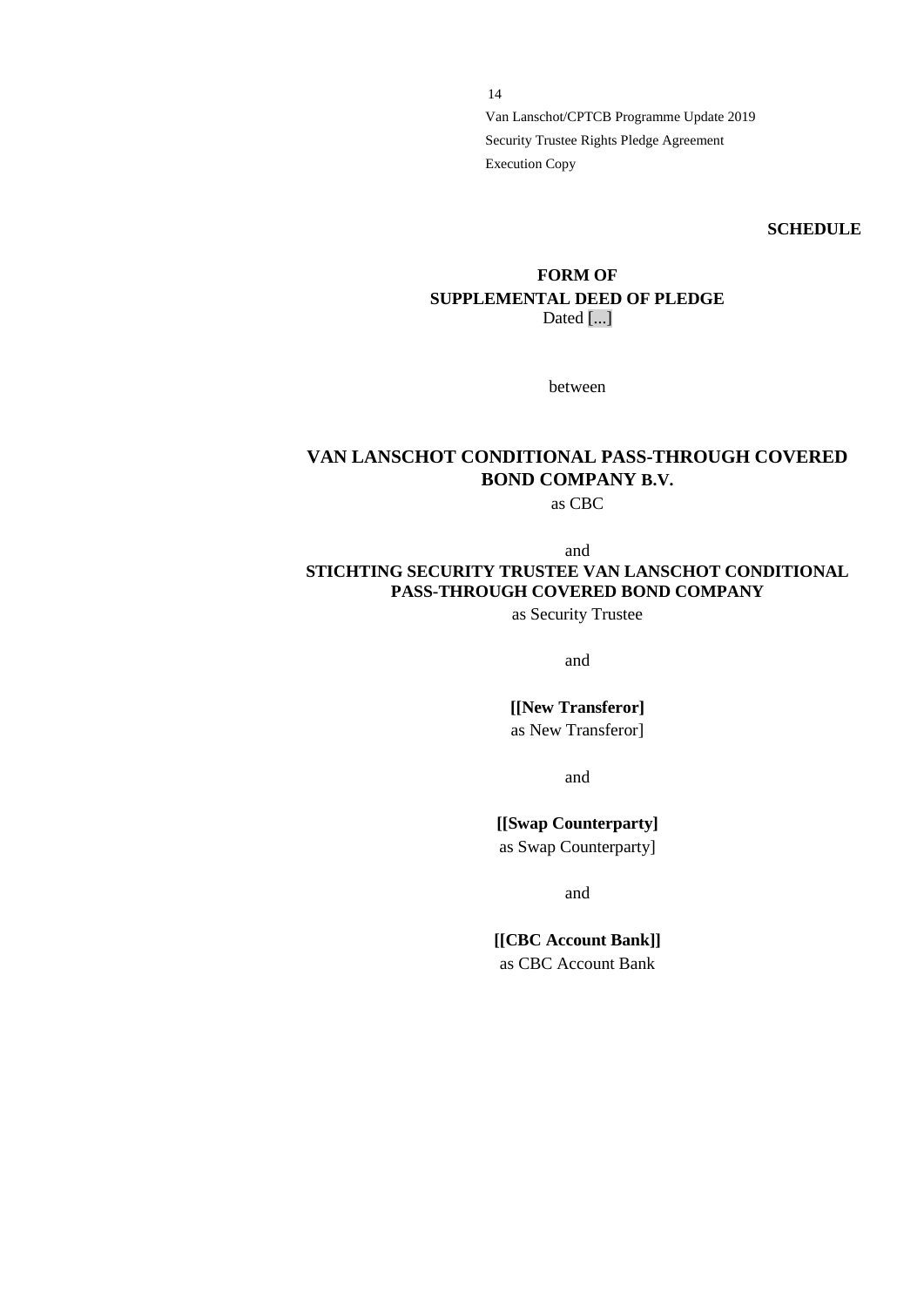**SCHEDULE**

**FORM OF**
**SUPPLEMENTAL DEED OF PLEDGE**
Dated [...]

between

**VAN LANSCHOT CONDITIONAL PASS-THROUGH COVERED BOND COMPANY B.V.**
as CBC

and

**STICHTING SECURITY TRUSTEE VAN LANSCHOT CONDITIONAL PASS-THROUGH COVERED BOND COMPANY**
as Security Trustee

and

**[[New Transferor]**
as New Transferor]

and

**[[Swap Counterparty]**
as Swap Counterparty]

and

**[[CBC Account Bank]]**
as CBC Account Bank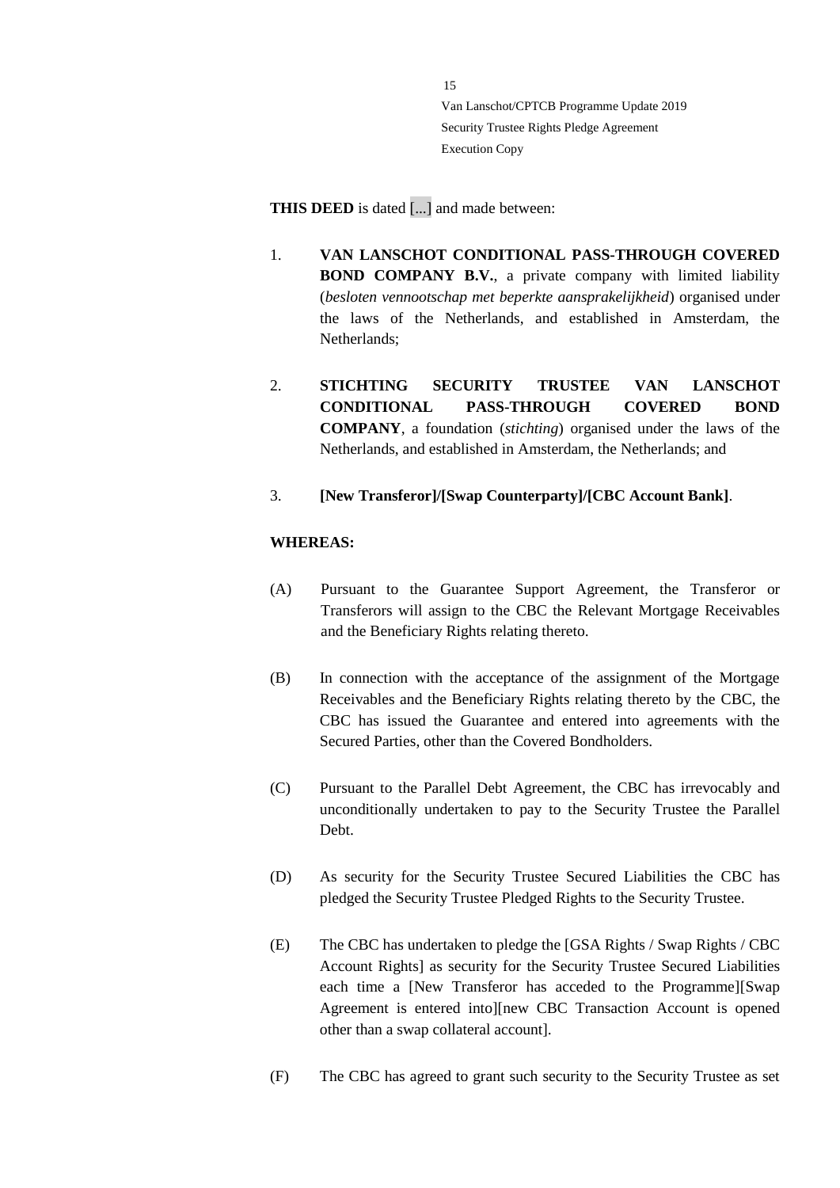**THIS DEED** is dated [...] and made between:

1. **VAN LANSCHOT CONDITIONAL PASS-THROUGH COVERED BOND COMPANY B.V.**, a private company with limited liability (*besloten vennootschap met beperkte aansprakelijkheid*) organised under the laws of the Netherlands, and established in Amsterdam, the Netherlands;

2. **STICHTING SECURITY TRUSTEE VAN LANSCHOT CONDITIONAL PASS-THROUGH COVERED BOND COMPANY**, a foundation (*stichting*) organised under the laws of the Netherlands, and established in Amsterdam, the Netherlands; and

3. **[New Transferor]/[Swap Counterparty]/[CBC Account Bank]**.

**WHEREAS:**

(A) Pursuant to the Guarantee Support Agreement, the Transferor or Transferors will assign to the CBC the Relevant Mortgage Receivables and the Beneficiary Rights relating thereto.

(B) In connection with the acceptance of the assignment of the Mortgage Receivables and the Beneficiary Rights relating thereto by the CBC, the CBC has issued the Guarantee and entered into agreements with the Secured Parties, other than the Covered Bondholders.

(C) Pursuant to the Parallel Debt Agreement, the CBC has irrevocably and unconditionally undertaken to pay to the Security Trustee the Parallel Debt.

(D) As security for the Security Trustee Secured Liabilities the CBC has pledged the Security Trustee Pledged Rights to the Security Trustee.

(E) The CBC has undertaken to pledge the [GSA Rights / Swap Rights / CBC Account Rights] as security for the Security Trustee Secured Liabilities each time a [New Transferor has acceded to the Programme][Swap Agreement is entered into][new CBC Transaction Account is opened other than a swap collateral account].

(F) The CBC has agreed to grant such security to the Security Trustee as set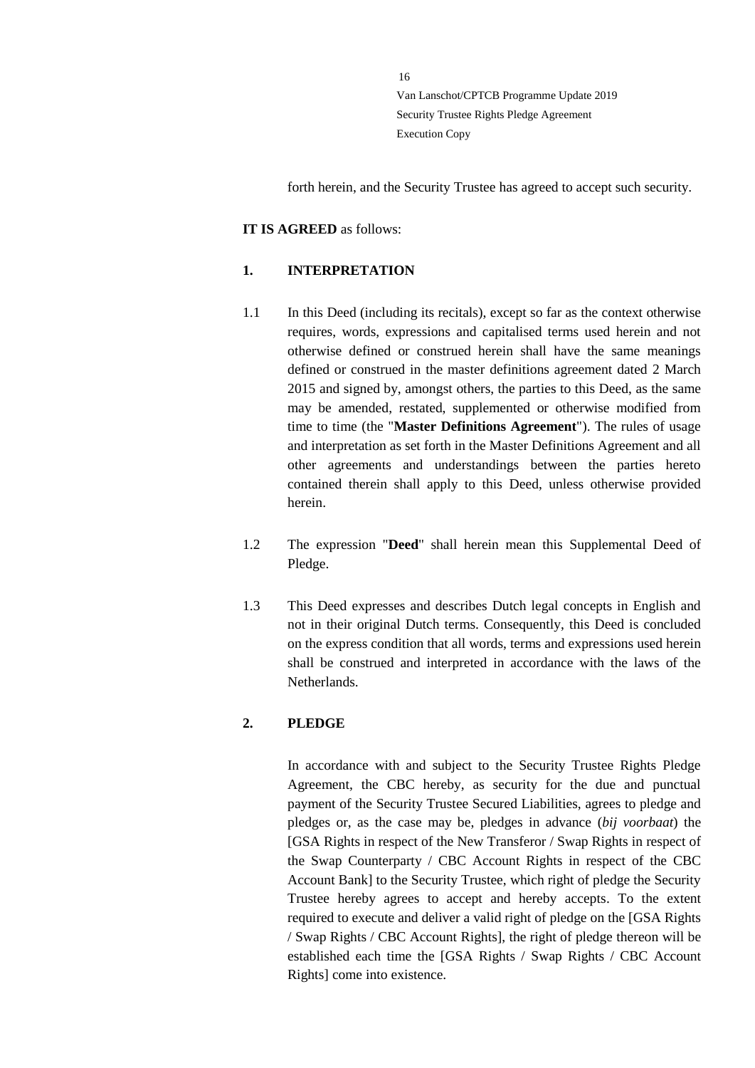forth herein, and the Security Trustee has agreed to accept such security.

**IT IS AGREED** as follows:

## 1. INTERPRETATION

1.1 In this Deed (including its recitals), except so far as the context otherwise requires, words, expressions and capitalised terms used herein and not otherwise defined or construed herein shall have the same meanings defined or construed in the master definitions agreement dated 2 March 2015 and signed by, amongst others, the parties to this Deed, as the same may be amended, restated, supplemented or otherwise modified from time to time (the "**Master Definitions Agreement**"). The rules of usage and interpretation as set forth in the Master Definitions Agreement and all other agreements and understandings between the parties hereto contained therein shall apply to this Deed, unless otherwise provided herein.

1.2 The expression "**Deed**" shall herein mean this Supplemental Deed of Pledge.

1.3 This Deed expresses and describes Dutch legal concepts in English and not in their original Dutch terms. Consequently, this Deed is concluded on the express condition that all words, terms and expressions used herein shall be construed and interpreted in accordance with the laws of the Netherlands.

## 2. PLEDGE

In accordance with and subject to the Security Trustee Rights Pledge Agreement, the CBC hereby, as security for the due and punctual payment of the Security Trustee Secured Liabilities, agrees to pledge and pledges or, as the case may be, pledges in advance (*bij voorbaat*) the [GSA Rights in respect of the New Transferor / Swap Rights in respect of the Swap Counterparty / CBC Account Rights in respect of the CBC Account Bank] to the Security Trustee, which right of pledge the Security Trustee hereby agrees to accept and hereby accepts. To the extent required to execute and deliver a valid right of pledge on the [GSA Rights / Swap Rights / CBC Account Rights], the right of pledge thereon will be established each time the [GSA Rights / Swap Rights / CBC Account Rights] come into existence.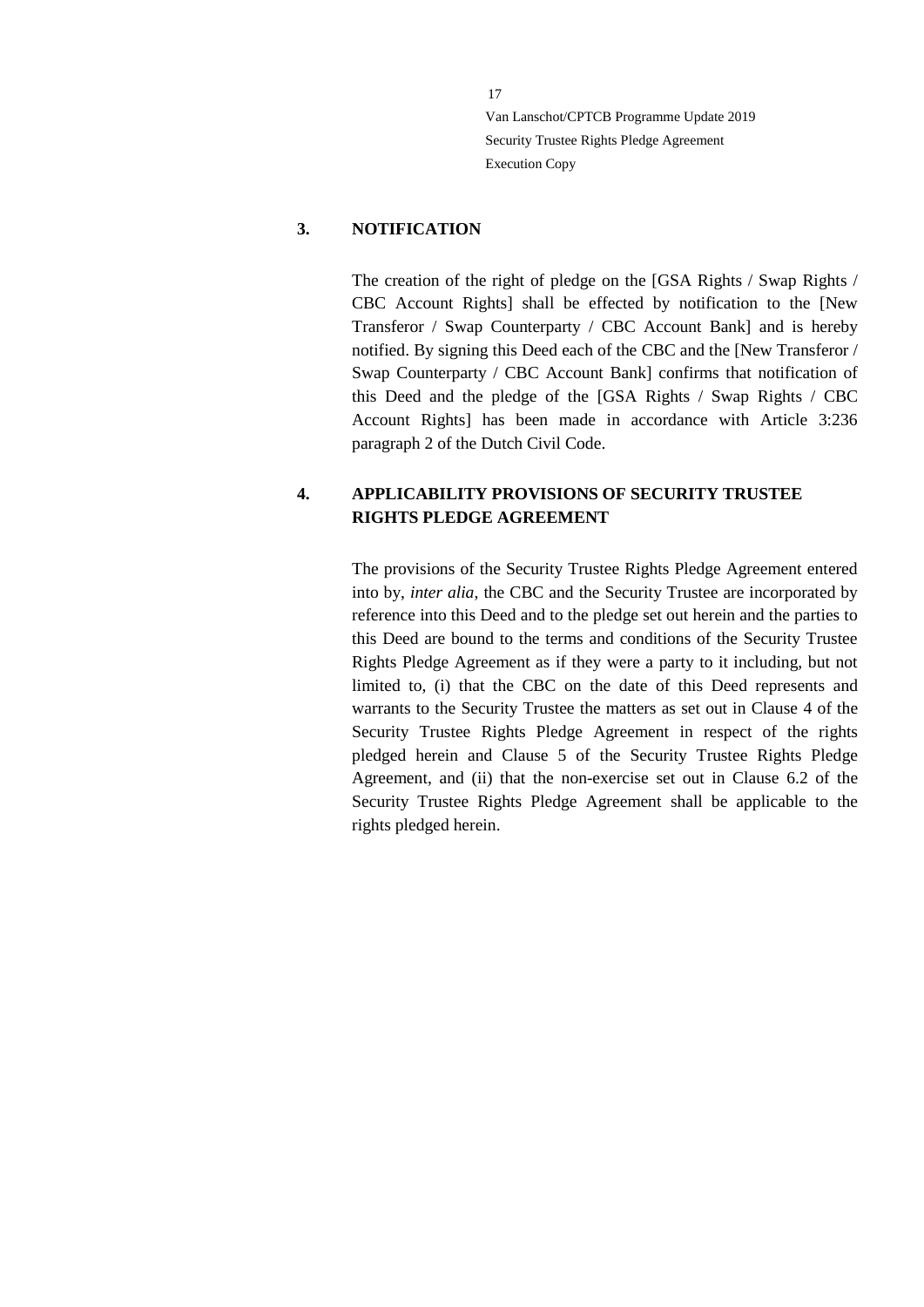## 3. NOTIFICATION

The creation of the right of pledge on the [GSA Rights / Swap Rights / CBC Account Rights] shall be effected by notification to the [New Transferor / Swap Counterparty / CBC Account Bank] and is hereby notified. By signing this Deed each of the CBC and the [New Transferor / Swap Counterparty / CBC Account Bank] confirms that notification of this Deed and the pledge of the [GSA Rights / Swap Rights / CBC Account Rights] has been made in accordance with Article 3:236 paragraph 2 of the Dutch Civil Code.

## 4. APPLICABILITY PROVISIONS OF SECURITY TRUSTEE RIGHTS PLEDGE AGREEMENT

The provisions of the Security Trustee Rights Pledge Agreement entered into by, *inter alia*, the CBC and the Security Trustee are incorporated by reference into this Deed and to the pledge set out herein and the parties to this Deed are bound to the terms and conditions of the Security Trustee Rights Pledge Agreement as if they were a party to it including, but not limited to, (i) that the CBC on the date of this Deed represents and warrants to the Security Trustee the matters as set out in Clause 4 of the Security Trustee Rights Pledge Agreement in respect of the rights pledged herein and Clause 5 of the Security Trustee Rights Pledge Agreement, and (ii) that the non-exercise set out in Clause 6.2 of the Security Trustee Rights Pledge Agreement shall be applicable to the rights pledged herein.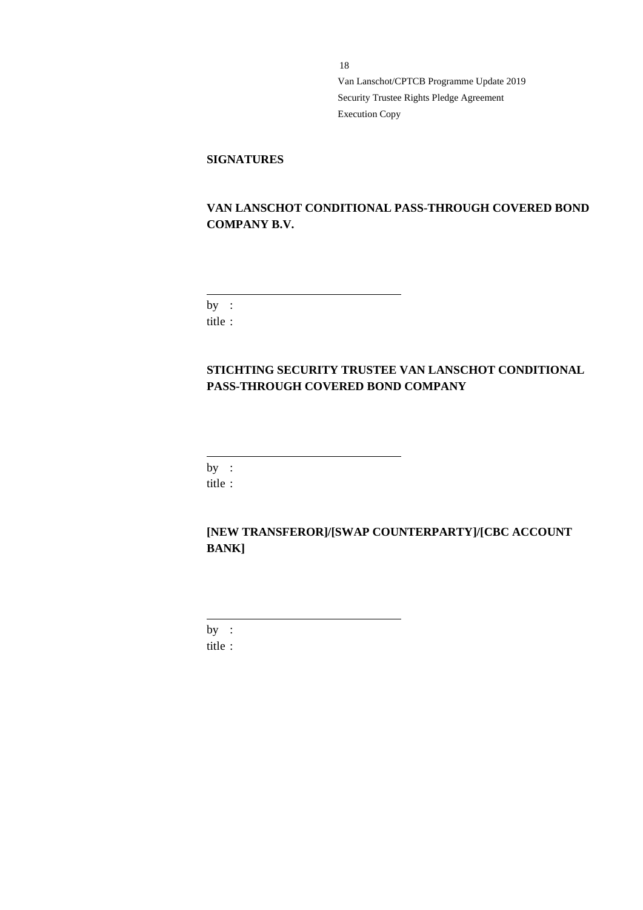**SIGNATURES**

**VAN LANSCHOT CONDITIONAL PASS-THROUGH COVERED BOND COMPANY B.V.**

\_\_\_\_\_\_\_\_\_\_\_\_\_\_\_\_\_\_\_\_\_\_\_\_\_\_\_\_\_\_\_\_

by :
title :

**STICHTING SECURITY TRUSTEE VAN LANSCHOT CONDITIONAL PASS-THROUGH COVERED BOND COMPANY**

\_\_\_\_\_\_\_\_\_\_\_\_\_\_\_\_\_\_\_\_\_\_\_\_\_\_\_\_\_\_\_\_

by :
title :

**[NEW TRANSFEROR]/[SWAP COUNTERPARTY]/[CBC ACCOUNT BANK]**

\_\_\_\_\_\_\_\_\_\_\_\_\_\_\_\_\_\_\_\_\_\_\_\_\_\_\_\_\_\_\_\_

by :
title :